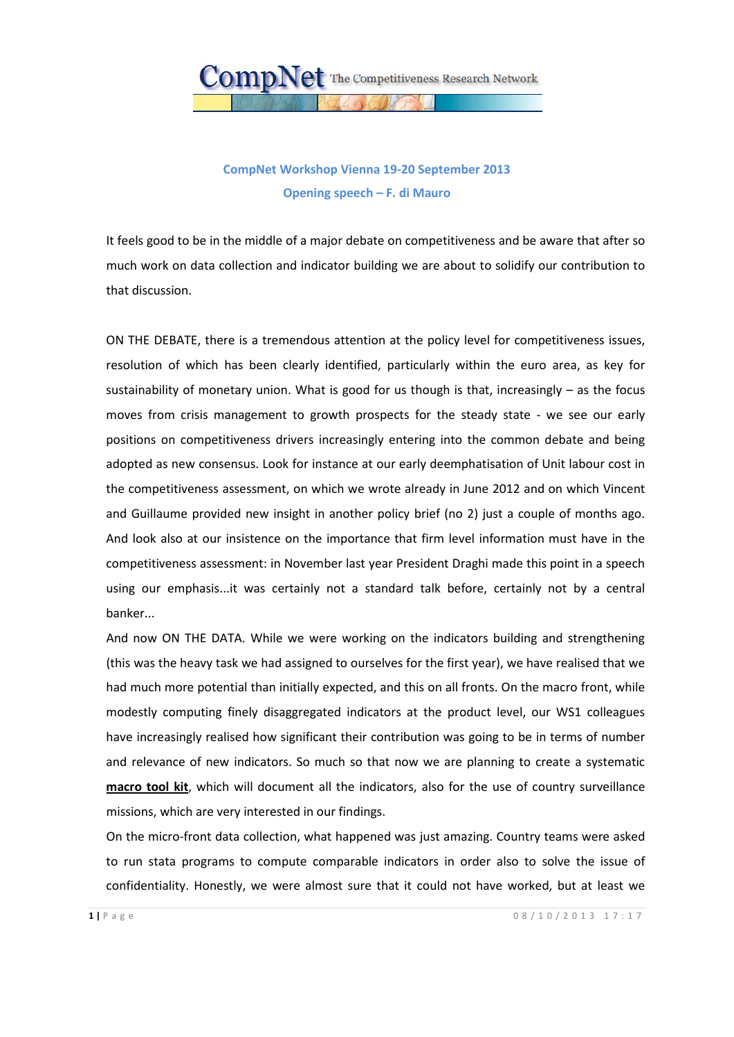CompNet The Competitiveness Research Network

## CompNet Workshop Vienna 19-20 September 2013

## Opening speech – F. di Mauro

It feels good to be in the middle of a major debate on competitiveness and be aware that after so much work on data collection and indicator building we are about to solidify our contribution to that discussion.

ON THE DEBATE, there is a tremendous attention at the policy level for competitiveness issues, resolution of which has been clearly identified, particularly within the euro area, as key for sustainability of monetary union. What is good for us though is that, increasingly – as the focus moves from crisis management to growth prospects for the steady state - we see our early positions on competitiveness drivers increasingly entering into the common debate and being adopted as new consensus. Look for instance at our early deemphatisation of Unit labour cost in the competitiveness assessment, on which we wrote already in June 2012 and on which Vincent and Guillaume provided new insight in another policy brief (no 2) just a couple of months ago. And look also at our insistence on the importance that firm level information must have in the competitiveness assessment: in November last year President Draghi made this point in a speech using our emphasis...it was certainly not a standard talk before, certainly not by a central banker...

And now ON THE DATA. While we were working on the indicators building and strengthening (this was the heavy task we had assigned to ourselves for the first year), we have realised that we had much more potential than initially expected, and this on all fronts. On the macro front, while modestly computing finely disaggregated indicators at the product level, our WS1 colleagues have increasingly realised how significant their contribution was going to be in terms of number and relevance of new indicators. So much so that now we are planning to create a systematic **macro tool kit**, which will document all the indicators, also for the use of country surveillance missions, which are very interested in our findings.

On the micro-front data collection, what happened was just amazing. Country teams were asked to run stata programs to compute comparable indicators in order also to solve the issue of confidentiality. Honestly, we were almost sure that it could not have worked, but at least we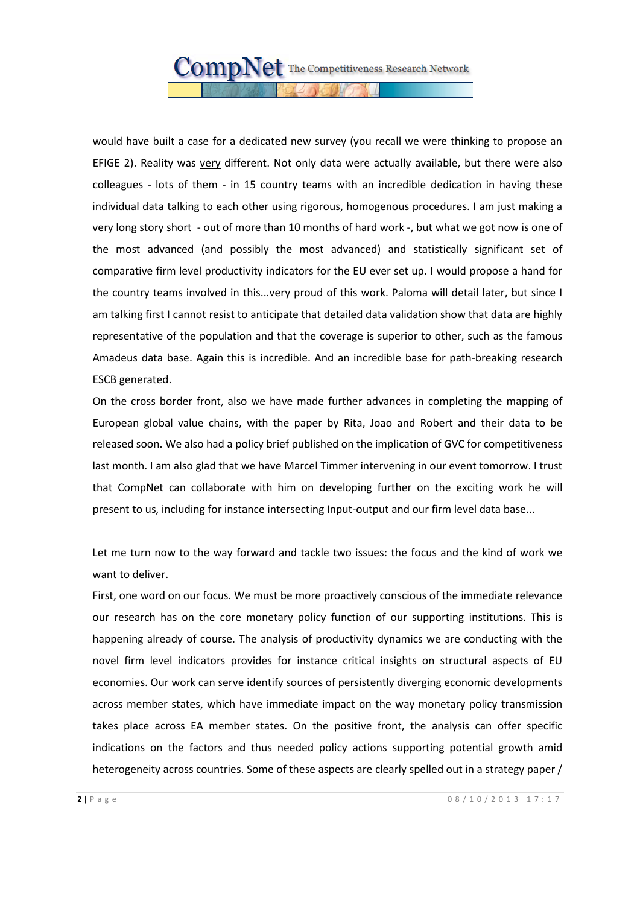would have built a case for a dedicated new survey (you recall we were thinking to propose an EFIGE 2). Reality was <u>very</u> different. Not only data were actually available, but there were also colleagues - lots of them - in 15 country teams with an incredible dedication in having these individual data talking to each other using rigorous, homogenous procedures. I am just making a very long story short - out of more than 10 months of hard work -, but what we got now is one of the most advanced (and possibly the most advanced) and statistically significant set of comparative firm level productivity indicators for the EU ever set up. I would propose a hand for the country teams involved in this...very proud of this work. Paloma will detail later, but since I am talking first I cannot resist to anticipate that detailed data validation show that data are highly representative of the population and that the coverage is superior to other, such as the famous Amadeus data base. Again this is incredible. And an incredible base for path-breaking research ESCB generated.

On the cross border front, also we have made further advances in completing the mapping of European global value chains, with the paper by Rita, Joao and Robert and their data to be released soon. We also had a policy brief published on the implication of GVC for competitiveness last month. I am also glad that we have Marcel Timmer intervening in our event tomorrow. I trust that CompNet can collaborate with him on developing further on the exciting work he will present to us, including for instance intersecting Input-output and our firm level data base...

Let me turn now to the way forward and tackle two issues: the focus and the kind of work we want to deliver.

First, one word on our focus. We must be more proactively conscious of the immediate relevance our research has on the core monetary policy function of our supporting institutions. This is happening already of course. The analysis of productivity dynamics we are conducting with the novel firm level indicators provides for instance critical insights on structural aspects of EU economies. Our work can serve identify sources of persistently diverging economic developments across member states, which have immediate impact on the way monetary policy transmission takes place across EA member states. On the positive front, the analysis can offer specific indications on the factors and thus needed policy actions supporting potential growth amid heterogeneity across countries. Some of these aspects are clearly spelled out in a strategy paper /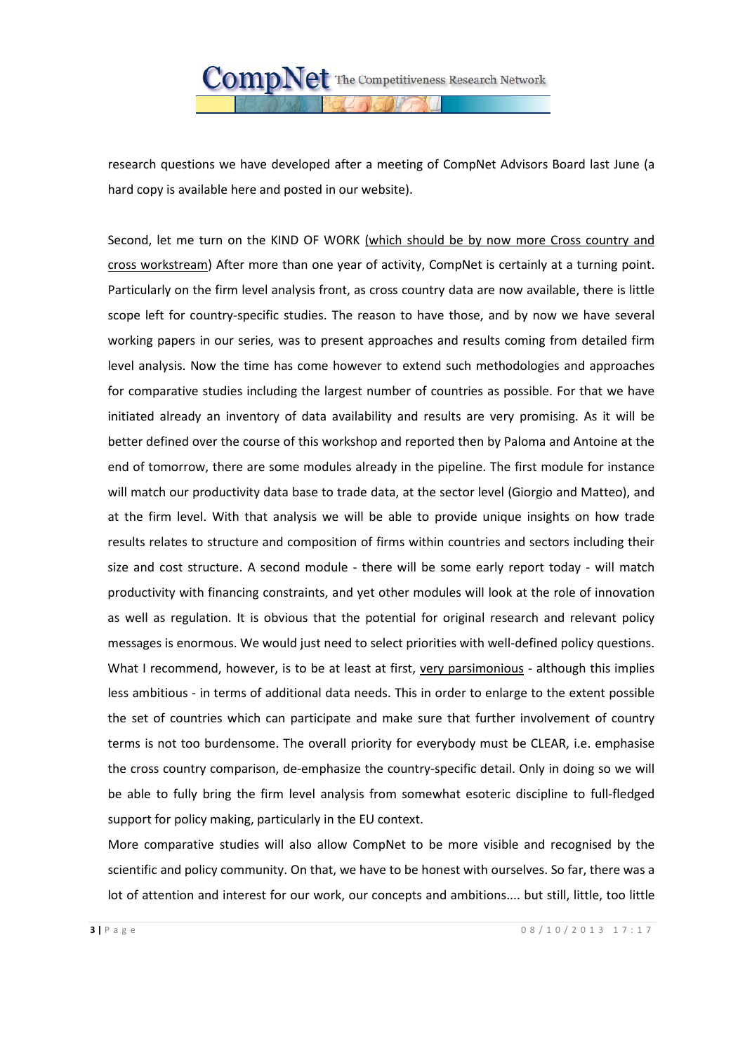research questions we have developed after a meeting of CompNet Advisors Board last June (a hard copy is available here and posted in our website).

Second, let me turn on the KIND OF WORK (which should be by now more Cross country and cross workstream) After more than one year of activity, CompNet is certainly at a turning point. Particularly on the firm level analysis front, as cross country data are now available, there is little scope left for country-specific studies. The reason to have those, and by now we have several working papers in our series, was to present approaches and results coming from detailed firm level analysis. Now the time has come however to extend such methodologies and approaches for comparative studies including the largest number of countries as possible. For that we have initiated already an inventory of data availability and results are very promising. As it will be better defined over the course of this workshop and reported then by Paloma and Antoine at the end of tomorrow, there are some modules already in the pipeline. The first module for instance will match our productivity data base to trade data, at the sector level (Giorgio and Matteo), and at the firm level. With that analysis we will be able to provide unique insights on how trade results relates to structure and composition of firms within countries and sectors including their size and cost structure. A second module - there will be some early report today - will match productivity with financing constraints, and yet other modules will look at the role of innovation as well as regulation. It is obvious that the potential for original research and relevant policy messages is enormous. We would just need to select priorities with well-defined policy questions. What I recommend, however, is to be at least at first, very parsimonious - although this implies less ambitious - in terms of additional data needs. This in order to enlarge to the extent possible the set of countries which can participate and make sure that further involvement of country terms is not too burdensome. The overall priority for everybody must be CLEAR, i.e. emphasise the cross country comparison, de-emphasize the country-specific detail. Only in doing so we will be able to fully bring the firm level analysis from somewhat esoteric discipline to full-fledged support for policy making, particularly in the EU context.

More comparative studies will also allow CompNet to be more visible and recognised by the scientific and policy community. On that, we have to be honest with ourselves. So far, there was a lot of attention and interest for our work, our concepts and ambitions.... but still, little, too little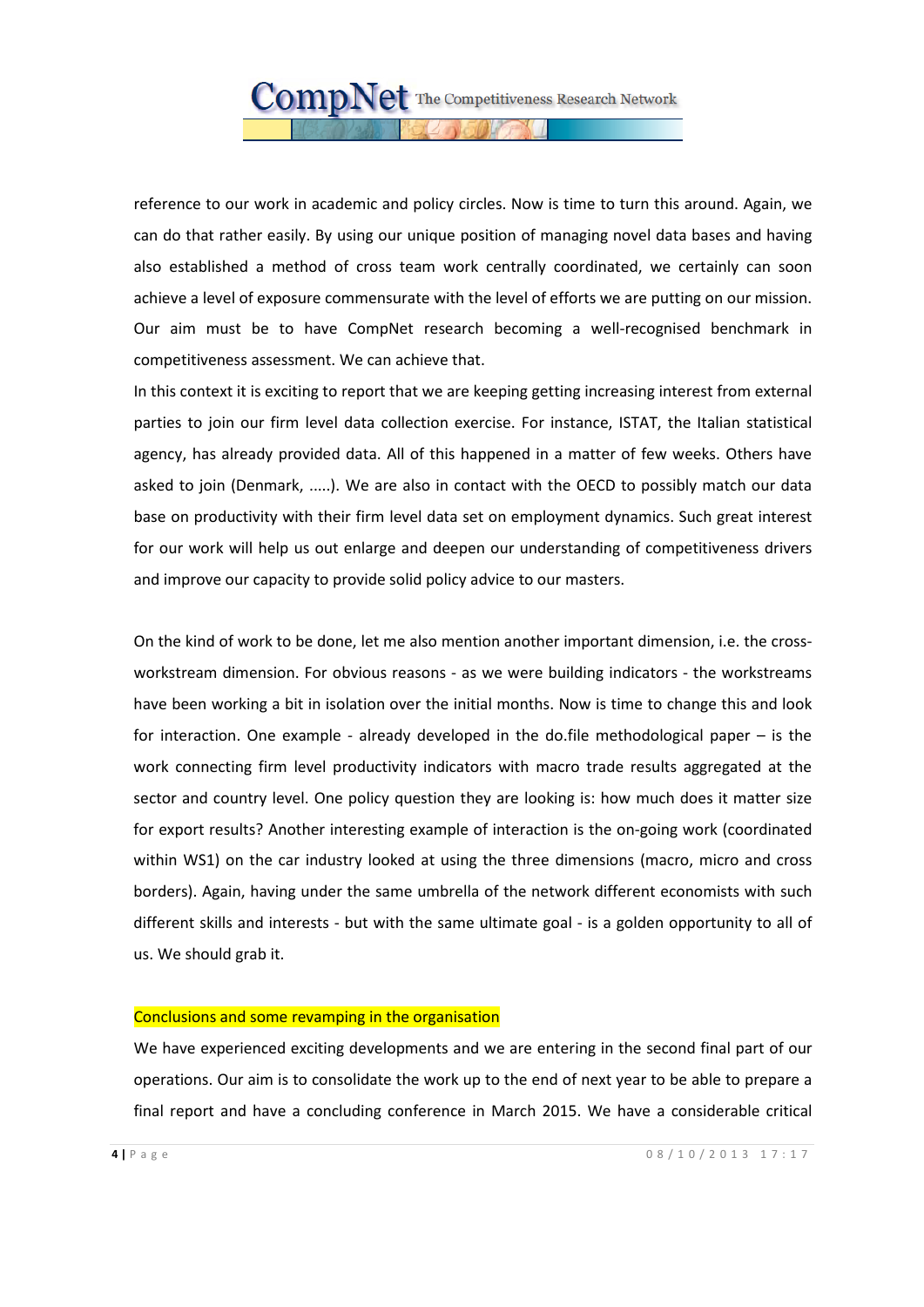reference to our work in academic and policy circles. Now is time to turn this around. Again, we can do that rather easily. By using our unique position of managing novel data bases and having also established a method of cross team work centrally coordinated, we certainly can soon achieve a level of exposure commensurate with the level of efforts we are putting on our mission. Our aim must be to have CompNet research becoming a well-recognised benchmark in competitiveness assessment. We can achieve that.

In this context it is exciting to report that we are keeping getting increasing interest from external parties to join our firm level data collection exercise. For instance, ISTAT, the Italian statistical agency, has already provided data. All of this happened in a matter of few weeks. Others have asked to join (Denmark, .....). We are also in contact with the OECD to possibly match our data base on productivity with their firm level data set on employment dynamics. Such great interest for our work will help us out enlarge and deepen our understanding of competitiveness drivers and improve our capacity to provide solid policy advice to our masters.

On the kind of work to be done, let me also mention another important dimension, i.e. the cross-workstream dimension. For obvious reasons - as we were building indicators - the workstreams have been working a bit in isolation over the initial months. Now is time to change this and look for interaction. One example - already developed in the do.file methodological paper – is the work connecting firm level productivity indicators with macro trade results aggregated at the sector and country level. One policy question they are looking is: how much does it matter size for export results? Another interesting example of interaction is the on-going work (coordinated within WS1) on the car industry looked at using the three dimensions (macro, micro and cross borders). Again, having under the same umbrella of the network different economists with such different skills and interests - but with the same ultimate goal - is a golden opportunity to all of us. We should grab it.

## Conclusions and some revamping in the organisation

We have experienced exciting developments and we are entering in the second final part of our operations. Our aim is to consolidate the work up to the end of next year to be able to prepare a final report and have a concluding conference in March 2015. We have a considerable critical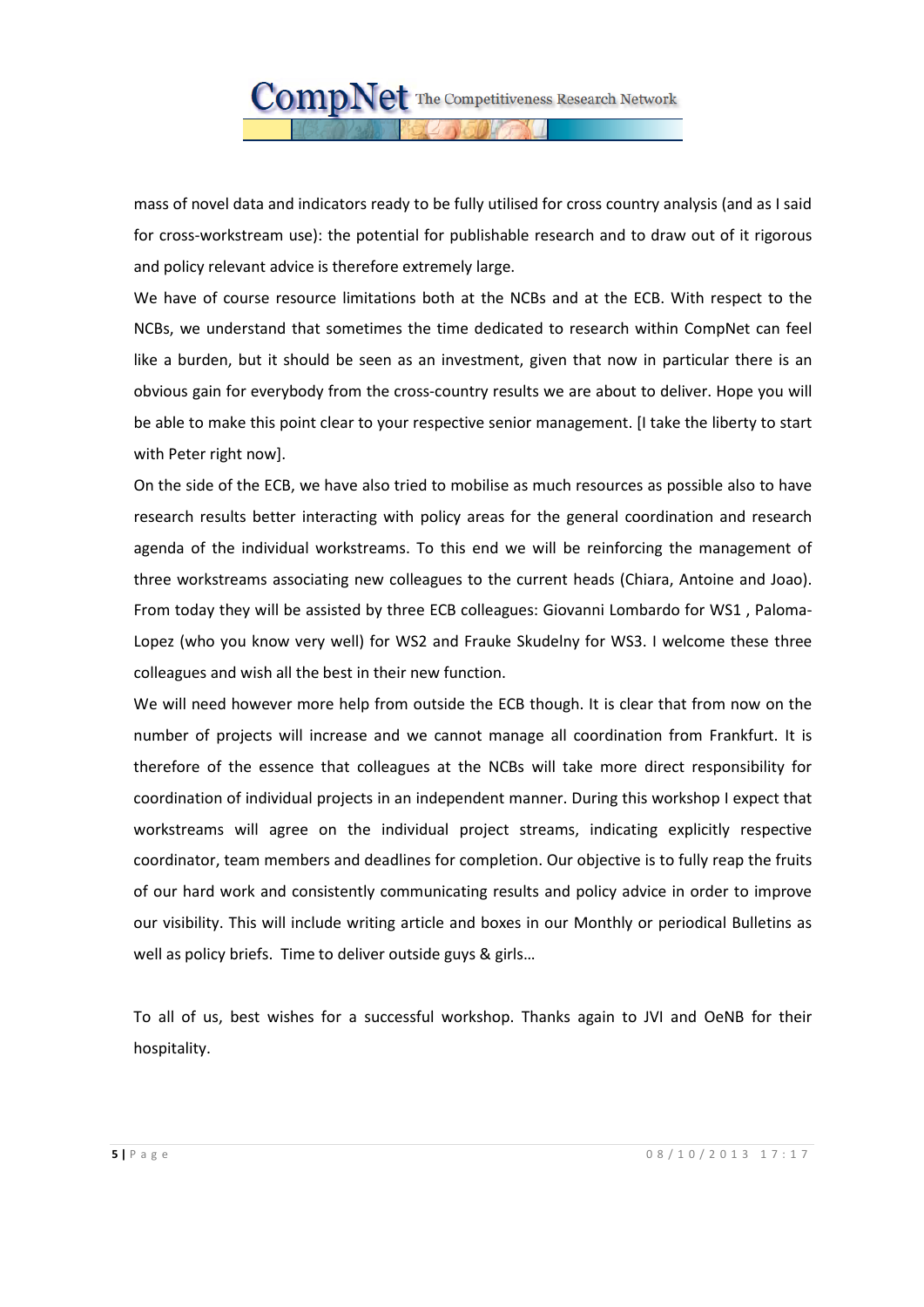mass of novel data and indicators ready to be fully utilised for cross country analysis (and as I said for cross-workstream use): the potential for publishable research and to draw out of it rigorous and policy relevant advice is therefore extremely large.

We have of course resource limitations both at the NCBs and at the ECB. With respect to the NCBs, we understand that sometimes the time dedicated to research within CompNet can feel like a burden, but it should be seen as an investment, given that now in particular there is an obvious gain for everybody from the cross-country results we are about to deliver. Hope you will be able to make this point clear to your respective senior management. [I take the liberty to start with Peter right now].

On the side of the ECB, we have also tried to mobilise as much resources as possible also to have research results better interacting with policy areas for the general coordination and research agenda of the individual workstreams. To this end we will be reinforcing the management of three workstreams associating new colleagues to the current heads (Chiara, Antoine and Joao). From today they will be assisted by three ECB colleagues: Giovanni Lombardo for WS1 , Paloma-Lopez (who you know very well) for WS2 and Frauke Skudelny for WS3. I welcome these three colleagues and wish all the best in their new function.

We will need however more help from outside the ECB though. It is clear that from now on the number of projects will increase and we cannot manage all coordination from Frankfurt. It is therefore of the essence that colleagues at the NCBs will take more direct responsibility for coordination of individual projects in an independent manner. During this workshop I expect that workstreams will agree on the individual project streams, indicating explicitly respective coordinator, team members and deadlines for completion. Our objective is to fully reap the fruits of our hard work and consistently communicating results and policy advice in order to improve our visibility. This will include writing article and boxes in our Monthly or periodical Bulletins as well as policy briefs. Time to deliver outside guys & girls…

To all of us, best wishes for a successful workshop. Thanks again to JVI and OeNB for their hospitality.